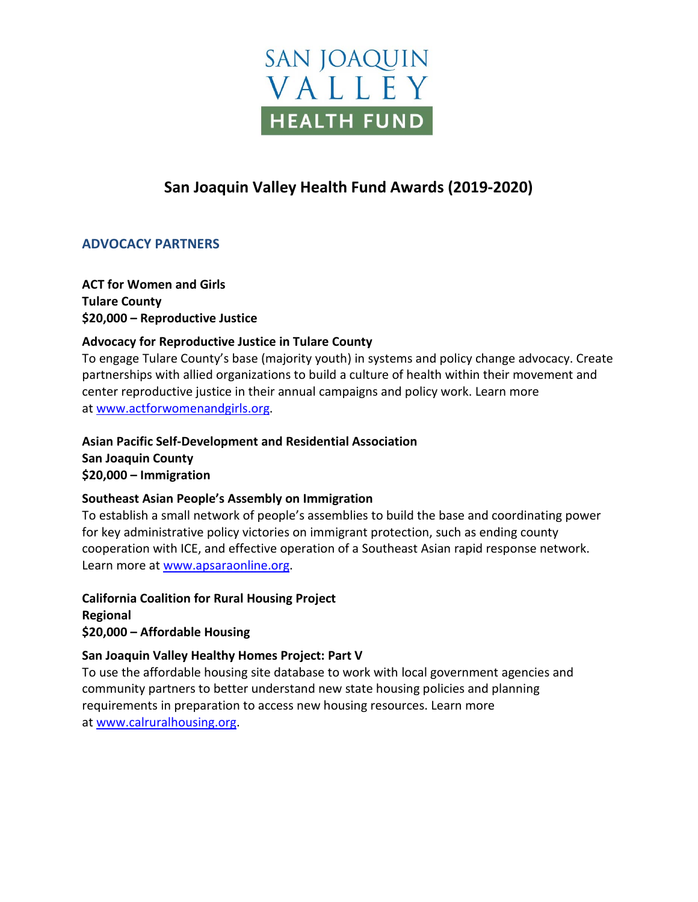SAN JOAQUIN VALLEY HEALTH FUND

# San Joaquin Valley Health Fund Awards (2019-2020)

## ADVOCACY PARTNERS

**ACT for Women and Girls**
**Tulare County**
**$20,000 – Reproductive Justice**

**Advocacy for Reproductive Justice in Tulare County**
To engage Tulare County's base (majority youth) in systems and policy change advocacy. Create partnerships with allied organizations to build a culture of health within their movement and center reproductive justice in their annual campaigns and policy work. Learn more at [www.actforwomenandgirls.org](http://www.actforwomenandgirls.org).

**Asian Pacific Self-Development and Residential Association**
**San Joaquin County**
**$20,000 – Immigration**

**Southeast Asian People's Assembly on Immigration**
To establish a small network of people's assemblies to build the base and coordinating power for key administrative policy victories on immigrant protection, such as ending county cooperation with ICE, and effective operation of a Southeast Asian rapid response network. Learn more at [www.apsaraonline.org](http://www.apsaraonline.org).

**California Coalition for Rural Housing Project**
**Regional**
**$20,000 – Affordable Housing**

**San Joaquin Valley Healthy Homes Project: Part V**
To use the affordable housing site database to work with local government agencies and community partners to better understand new state housing policies and planning requirements in preparation to access new housing resources. Learn more at [www.calruralhousing.org](http://www.calruralhousing.org).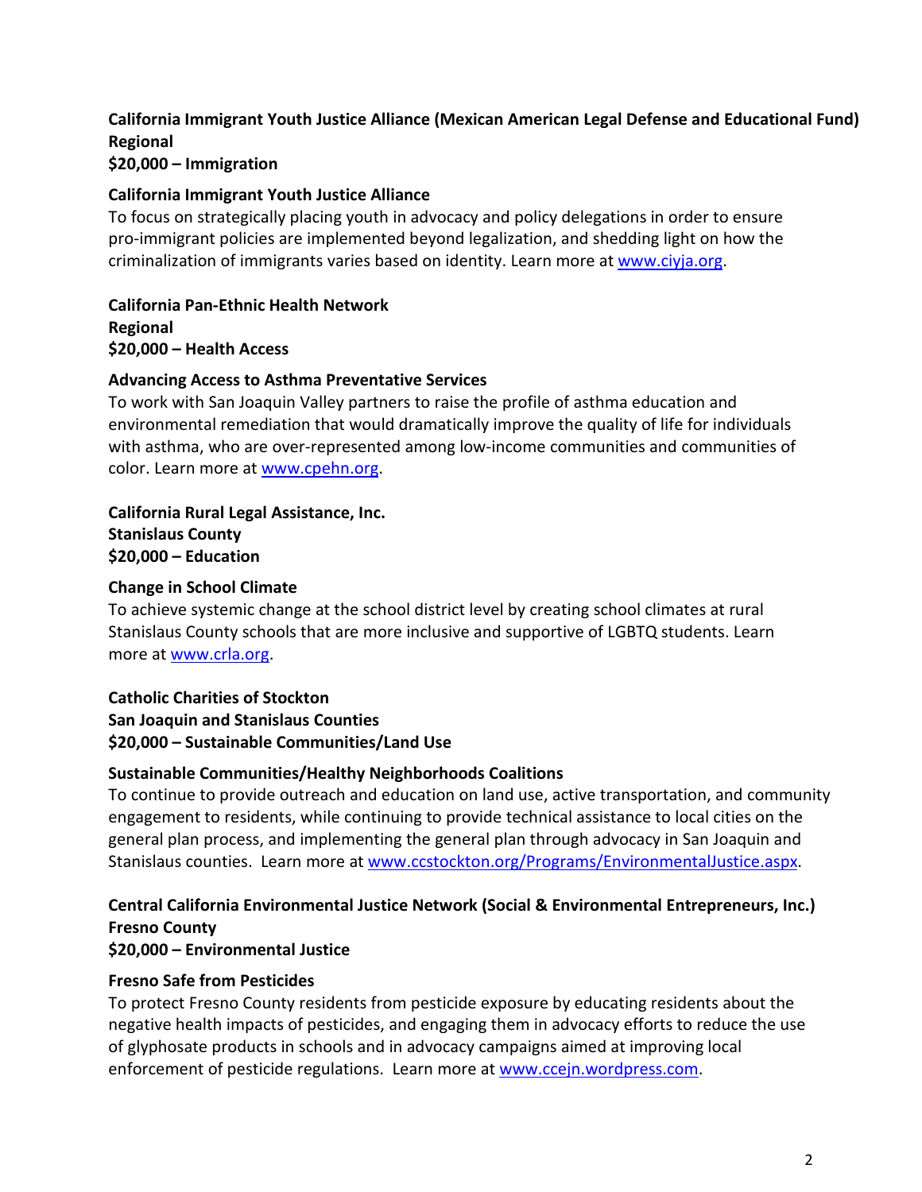**California Immigrant Youth Justice Alliance (Mexican American Legal Defense and Educational Fund)**
**Regional**
**$20,000 – Immigration**

**California Immigrant Youth Justice Alliance**
To focus on strategically placing youth in advocacy and policy delegations in order to ensure pro-immigrant policies are implemented beyond legalization, and shedding light on how the criminalization of immigrants varies based on identity. Learn more at [www.ciyja.org](http://www.ciyja.org).

**California Pan-Ethnic Health Network**
**Regional**
**$20,000 – Health Access**

**Advancing Access to Asthma Preventative Services**
To work with San Joaquin Valley partners to raise the profile of asthma education and environmental remediation that would dramatically improve the quality of life for individuals with asthma, who are over-represented among low-income communities and communities of color. Learn more at [www.cpehn.org](http://www.cpehn.org).

**California Rural Legal Assistance, Inc.**
**Stanislaus County**
**$20,000 – Education**

**Change in School Climate**
To achieve systemic change at the school district level by creating school climates at rural Stanislaus County schools that are more inclusive and supportive of LGBTQ students. Learn more at [www.crla.org](http://www.crla.org).

**Catholic Charities of Stockton**
**San Joaquin and Stanislaus Counties**
**$20,000 – Sustainable Communities/Land Use**

**Sustainable Communities/Healthy Neighborhoods Coalitions**
To continue to provide outreach and education on land use, active transportation, and community engagement to residents, while continuing to provide technical assistance to local cities on the general plan process, and implementing the general plan through advocacy in San Joaquin and Stanislaus counties. Learn more at [www.ccstockton.org/Programs/EnvironmentalJustice.aspx](http://www.ccstockton.org/Programs/EnvironmentalJustice.aspx).

**Central California Environmental Justice Network (Social & Environmental Entrepreneurs, Inc.)**
**Fresno County**
**$20,000 – Environmental Justice**

**Fresno Safe from Pesticides**
To protect Fresno County residents from pesticide exposure by educating residents about the negative health impacts of pesticides, and engaging them in advocacy efforts to reduce the use of glyphosate products in schools and in advocacy campaigns aimed at improving local enforcement of pesticide regulations. Learn more at [www.ccejn.wordpress.com](http://www.ccejn.wordpress.com).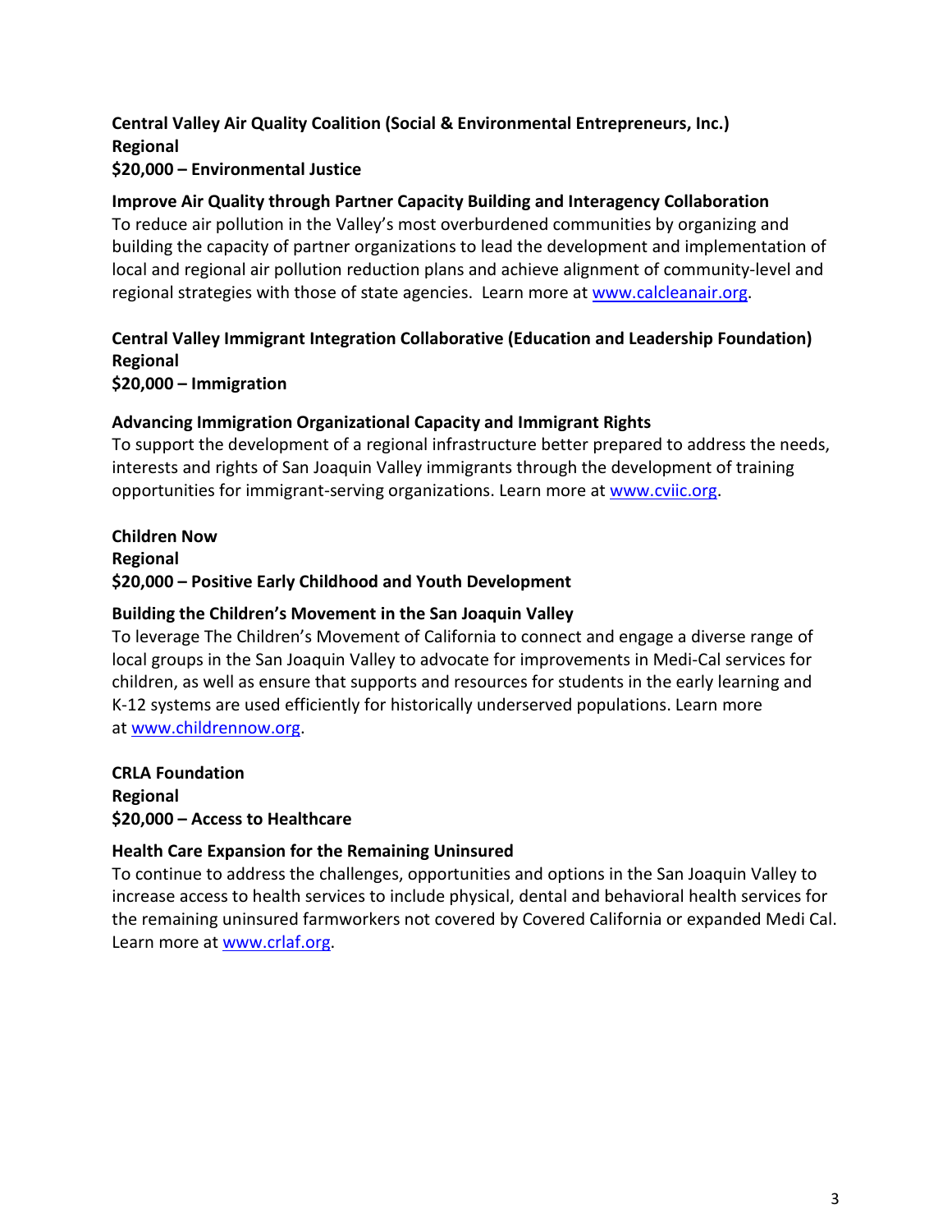**Central Valley Air Quality Coalition (Social & Environmental Entrepreneurs, Inc.)**
**Regional**
**$20,000 – Environmental Justice**

**Improve Air Quality through Partner Capacity Building and Interagency Collaboration**
To reduce air pollution in the Valley's most overburdened communities by organizing and building the capacity of partner organizations to lead the development and implementation of local and regional air pollution reduction plans and achieve alignment of community-level and regional strategies with those of state agencies. Learn more at [www.calcleanair.org](http://www.calcleanair.org).

**Central Valley Immigrant Integration Collaborative (Education and Leadership Foundation)**
**Regional**
**$20,000 – Immigration**

**Advancing Immigration Organizational Capacity and Immigrant Rights**
To support the development of a regional infrastructure better prepared to address the needs, interests and rights of San Joaquin Valley immigrants through the development of training opportunities for immigrant-serving organizations. Learn more at [www.cviic.org](http://www.cviic.org).

**Children Now**
**Regional**
**$20,000 – Positive Early Childhood and Youth Development**

**Building the Children's Movement in the San Joaquin Valley**
To leverage The Children's Movement of California to connect and engage a diverse range of local groups in the San Joaquin Valley to advocate for improvements in Medi-Cal services for children, as well as ensure that supports and resources for students in the early learning and K-12 systems are used efficiently for historically underserved populations. Learn more at [www.childrennow.org](http://www.childrennow.org).

**CRLA Foundation**
**Regional**
**$20,000 – Access to Healthcare**

**Health Care Expansion for the Remaining Uninsured**
To continue to address the challenges, opportunities and options in the San Joaquin Valley to increase access to health services to include physical, dental and behavioral health services for the remaining uninsured farmworkers not covered by Covered California or expanded Medi Cal. Learn more at [www.crlaf.org](http://www.crlaf.org).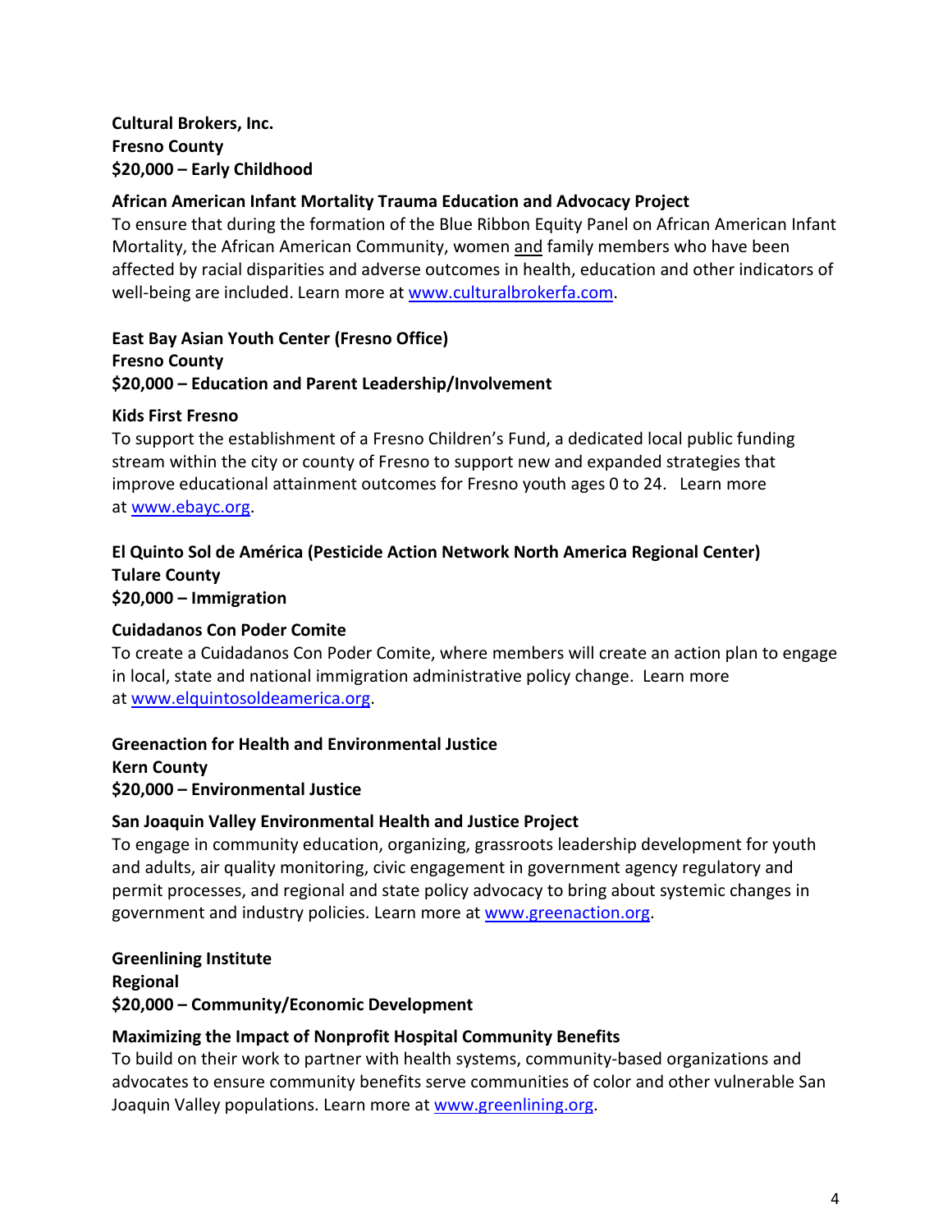**Cultural Brokers, Inc.**
**Fresno County**
**$20,000 – Early Childhood**

**African American Infant Mortality Trauma Education and Advocacy Project**
To ensure that during the formation of the Blue Ribbon Equity Panel on African American Infant Mortality, the African American Community, women and family members who have been affected by racial disparities and adverse outcomes in health, education and other indicators of well-being are included. Learn more at www.culturalbrokerfa.com.

**East Bay Asian Youth Center (Fresno Office)**
**Fresno County**
**$20,000 – Education and Parent Leadership/Involvement**

**Kids First Fresno**
To support the establishment of a Fresno Children's Fund, a dedicated local public funding stream within the city or county of Fresno to support new and expanded strategies that improve educational attainment outcomes for Fresno youth ages 0 to 24. Learn more at www.ebayc.org.

**El Quinto Sol de América (Pesticide Action Network North America Regional Center)**
**Tulare County**
**$20,000 – Immigration**

**Cuidadanos Con Poder Comite**
To create a Cuidadanos Con Poder Comite, where members will create an action plan to engage in local, state and national immigration administrative policy change. Learn more at www.elquintosoldeamerica.org.

**Greenaction for Health and Environmental Justice**
**Kern County**
**$20,000 – Environmental Justice**

**San Joaquin Valley Environmental Health and Justice Project**
To engage in community education, organizing, grassroots leadership development for youth and adults, air quality monitoring, civic engagement in government agency regulatory and permit processes, and regional and state policy advocacy to bring about systemic changes in government and industry policies. Learn more at www.greenaction.org.

**Greenlining Institute**
**Regional**
**$20,000 – Community/Economic Development**

**Maximizing the Impact of Nonprofit Hospital Community Benefits**
To build on their work to partner with health systems, community-based organizations and advocates to ensure community benefits serve communities of color and other vulnerable San Joaquin Valley populations. Learn more at www.greenlining.org.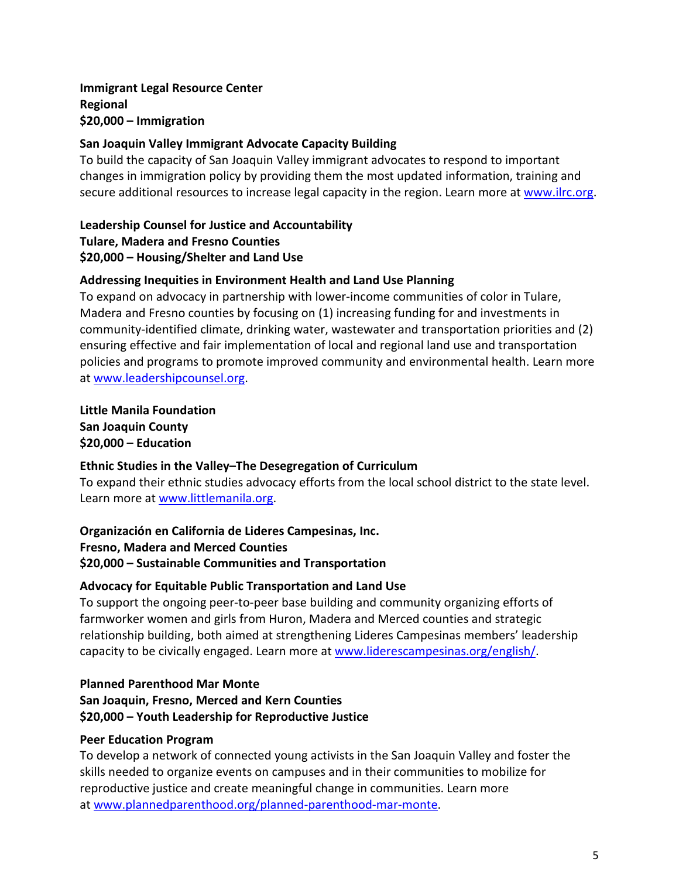**Immigrant Legal Resource Center**
**Regional**
**$20,000 – Immigration**

**San Joaquin Valley Immigrant Advocate Capacity Building**
To build the capacity of San Joaquin Valley immigrant advocates to respond to important changes in immigration policy by providing them the most updated information, training and secure additional resources to increase legal capacity in the region. Learn more at [www.ilrc.org](http://www.ilrc.org).

**Leadership Counsel for Justice and Accountability**
**Tulare, Madera and Fresno Counties**
**$20,000 – Housing/Shelter and Land Use**

**Addressing Inequities in Environment Health and Land Use Planning**
To expand on advocacy in partnership with lower-income communities of color in Tulare, Madera and Fresno counties by focusing on (1) increasing funding for and investments in community-identified climate, drinking water, wastewater and transportation priorities and (2) ensuring effective and fair implementation of local and regional land use and transportation policies and programs to promote improved community and environmental health. Learn more at [www.leadershipcounsel.org](http://www.leadershipcounsel.org).

**Little Manila Foundation**
**San Joaquin County**
**$20,000 – Education**

**Ethnic Studies in the Valley–The Desegregation of Curriculum**
To expand their ethnic studies advocacy efforts from the local school district to the state level. Learn more at [www.littlemanila.org](http://www.littlemanila.org).

**Organización en California de Lideres Campesinas, Inc.**
**Fresno, Madera and Merced Counties**
**$20,000 – Sustainable Communities and Transportation**

**Advocacy for Equitable Public Transportation and Land Use**
To support the ongoing peer-to-peer base building and community organizing efforts of farmworker women and girls from Huron, Madera and Merced counties and strategic relationship building, both aimed at strengthening Lideres Campesinas members' leadership capacity to be civically engaged. Learn more at [www.liderescampesinas.org/english/](http://www.liderescampesinas.org/english/).

**Planned Parenthood Mar Monte**
**San Joaquin, Fresno, Merced and Kern Counties**
**$20,000 – Youth Leadership for Reproductive Justice**

**Peer Education Program**
To develop a network of connected young activists in the San Joaquin Valley and foster the skills needed to organize events on campuses and in their communities to mobilize for reproductive justice and create meaningful change in communities. Learn more at [www.plannedparenthood.org/planned-parenthood-mar-monte](http://www.plannedparenthood.org/planned-parenthood-mar-monte).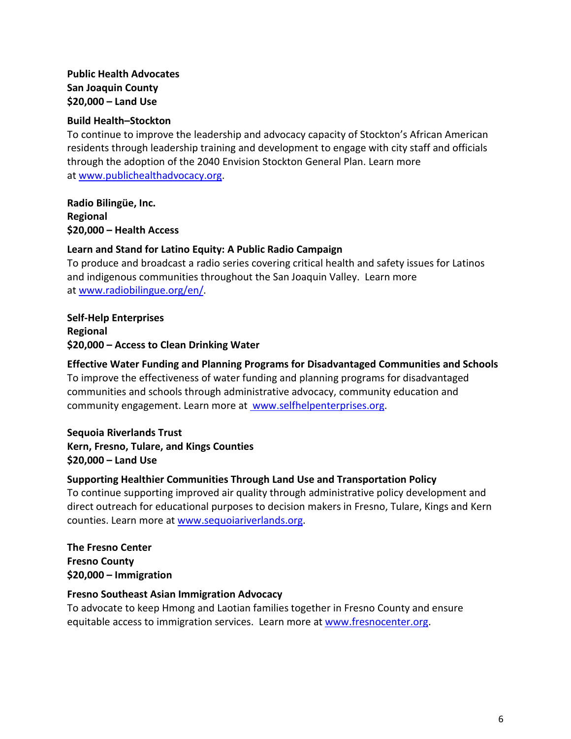**Public Health Advocates**
**San Joaquin County**
**$20,000 – Land Use**

**Build Health–Stockton**
To continue to improve the leadership and advocacy capacity of Stockton's African American residents through leadership training and development to engage with city staff and officials through the adoption of the 2040 Envision Stockton General Plan. Learn more at www.publichealthadvocacy.org.

**Radio Bilingüe, Inc.**
**Regional**
**$20,000 – Health Access**

**Learn and Stand for Latino Equity: A Public Radio Campaign**
To produce and broadcast a radio series covering critical health and safety issues for Latinos and indigenous communities throughout the San Joaquin Valley. Learn more at www.radiobilingue.org/en/.

**Self-Help Enterprises**
**Regional**
**$20,000 – Access to Clean Drinking Water**

**Effective Water Funding and Planning Programs for Disadvantaged Communities and Schools**
To improve the effectiveness of water funding and planning programs for disadvantaged communities and schools through administrative advocacy, community education and community engagement. Learn more at www.selfhelpenterprises.org.

**Sequoia Riverlands Trust**
**Kern, Fresno, Tulare, and Kings Counties**
**$20,000 – Land Use**

**Supporting Healthier Communities Through Land Use and Transportation Policy**
To continue supporting improved air quality through administrative policy development and direct outreach for educational purposes to decision makers in Fresno, Tulare, Kings and Kern counties. Learn more at www.sequoiariverlands.org.

**The Fresno Center**
**Fresno County**
**$20,000 – Immigration**

**Fresno Southeast Asian Immigration Advocacy**
To advocate to keep Hmong and Laotian families together in Fresno County and ensure equitable access to immigration services. Learn more at www.fresnocenter.org.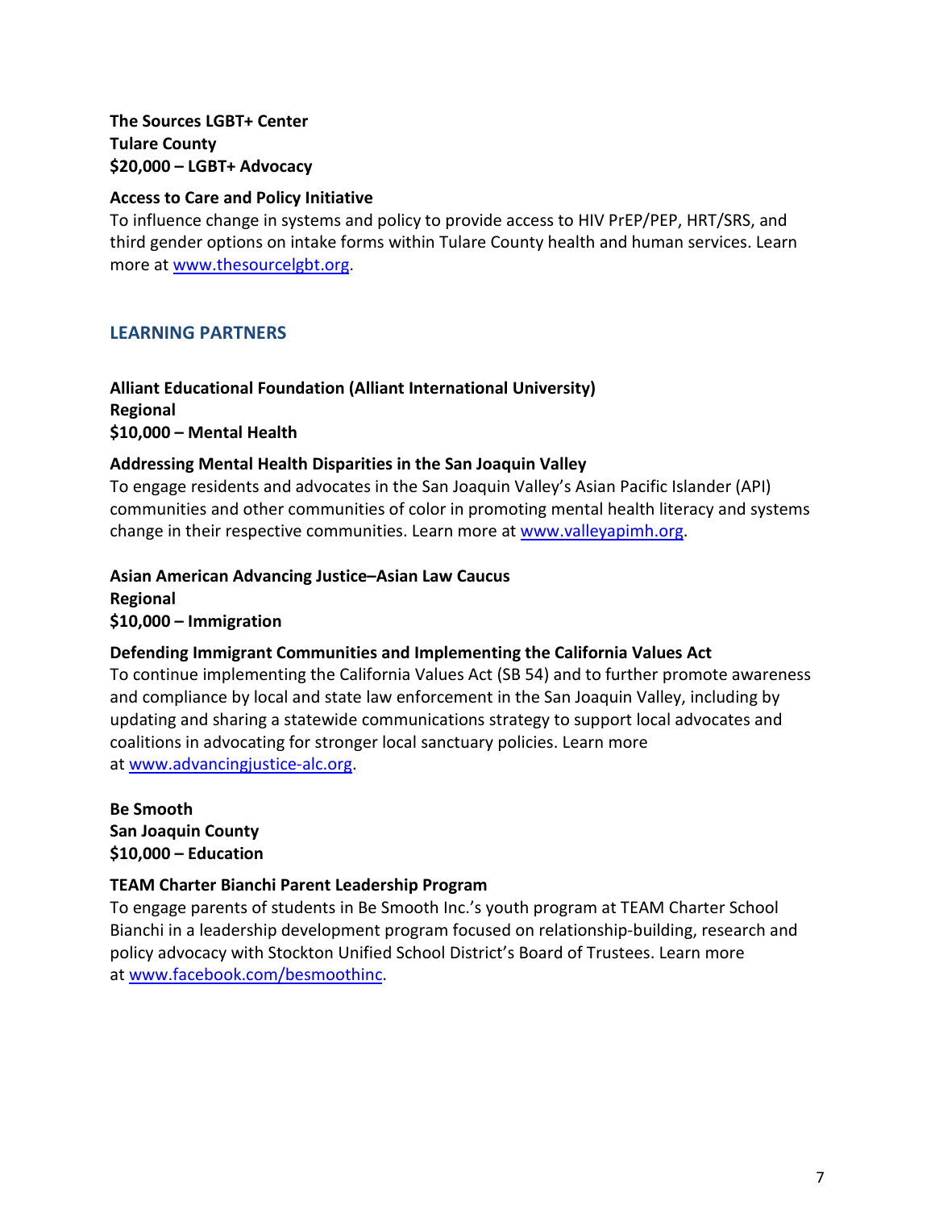**The Sources LGBT+ Center**
**Tulare County**
**$20,000 – LGBT+ Advocacy**

**Access to Care and Policy Initiative**
To influence change in systems and policy to provide access to HIV PrEP/PEP, HRT/SRS, and third gender options on intake forms within Tulare County health and human services. Learn more at www.thesourcelgbt.org.

## LEARNING PARTNERS

**Alliant Educational Foundation (Alliant International University)**
**Regional**
**$10,000 – Mental Health**

**Addressing Mental Health Disparities in the San Joaquin Valley**
To engage residents and advocates in the San Joaquin Valley's Asian Pacific Islander (API) communities and other communities of color in promoting mental health literacy and systems change in their respective communities. Learn more at www.valleyapimh.org.

**Asian American Advancing Justice–Asian Law Caucus**
**Regional**
**$10,000 – Immigration**

**Defending Immigrant Communities and Implementing the California Values Act**
To continue implementing the California Values Act (SB 54) and to further promote awareness and compliance by local and state law enforcement in the San Joaquin Valley, including by updating and sharing a statewide communications strategy to support local advocates and coalitions in advocating for stronger local sanctuary policies. Learn more at www.advancingjustice-alc.org.

**Be Smooth**
**San Joaquin County**
**$10,000 – Education**

**TEAM Charter Bianchi Parent Leadership Program**
To engage parents of students in Be Smooth Inc.'s youth program at TEAM Charter School Bianchi in a leadership development program focused on relationship-building, research and policy advocacy with Stockton Unified School District's Board of Trustees. Learn more at www.facebook.com/besmoothinc.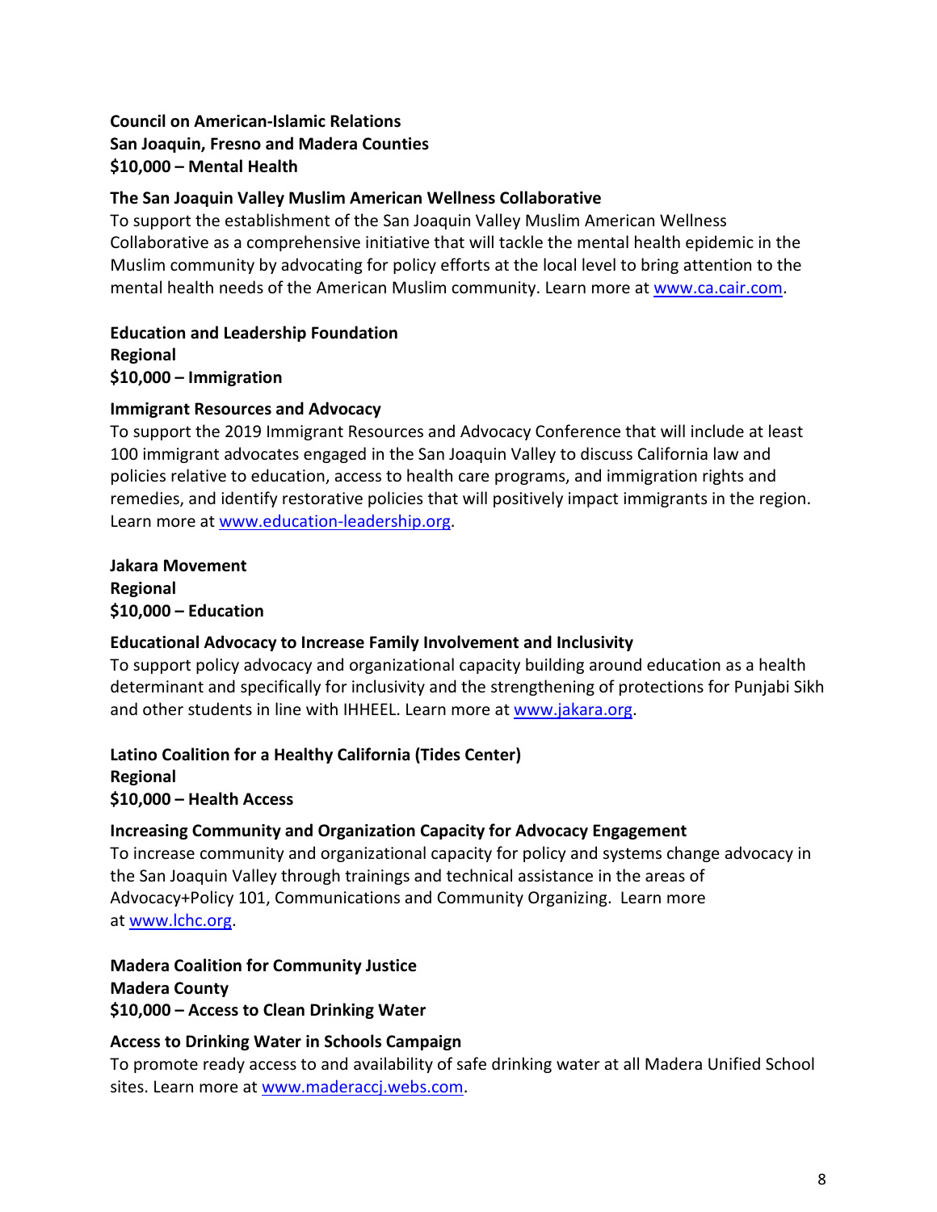**Council on American-Islamic Relations**
**San Joaquin, Fresno and Madera Counties**
**$10,000 – Mental Health**

**The San Joaquin Valley Muslim American Wellness Collaborative**
To support the establishment of the San Joaquin Valley Muslim American Wellness Collaborative as a comprehensive initiative that will tackle the mental health epidemic in the Muslim community by advocating for policy efforts at the local level to bring attention to the mental health needs of the American Muslim community. Learn more at www.ca.cair.com.

**Education and Leadership Foundation**
**Regional**
**$10,000 – Immigration**

**Immigrant Resources and Advocacy**
To support the 2019 Immigrant Resources and Advocacy Conference that will include at least 100 immigrant advocates engaged in the San Joaquin Valley to discuss California law and policies relative to education, access to health care programs, and immigration rights and remedies, and identify restorative policies that will positively impact immigrants in the region. Learn more at www.education-leadership.org.

**Jakara Movement**
**Regional**
**$10,000 – Education**

**Educational Advocacy to Increase Family Involvement and Inclusivity**
To support policy advocacy and organizational capacity building around education as a health determinant and specifically for inclusivity and the strengthening of protections for Punjabi Sikh and other students in line with IHHEEL. Learn more at www.jakara.org.

**Latino Coalition for a Healthy California (Tides Center)**
**Regional**
**$10,000 – Health Access**

**Increasing Community and Organization Capacity for Advocacy Engagement**
To increase community and organizational capacity for policy and systems change advocacy in the San Joaquin Valley through trainings and technical assistance in the areas of Advocacy+Policy 101, Communications and Community Organizing. Learn more at www.lchc.org.

**Madera Coalition for Community Justice**
**Madera County**
**$10,000 – Access to Clean Drinking Water**

**Access to Drinking Water in Schools Campaign**
To promote ready access to and availability of safe drinking water at all Madera Unified School sites. Learn more at www.maderaccj.webs.com.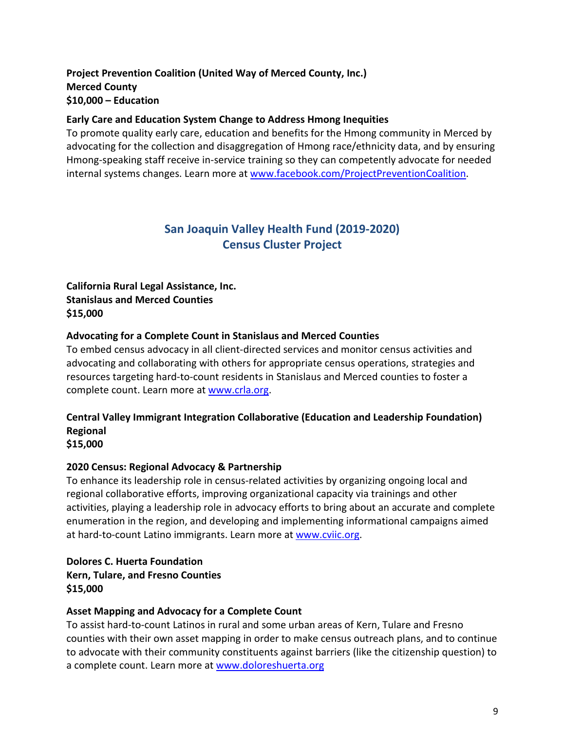**Project Prevention Coalition (United Way of Merced County, Inc.)**
**Merced County**
**$10,000 – Education**

**Early Care and Education System Change to Address Hmong Inequities**
To promote quality early care, education and benefits for the Hmong community in Merced by advocating for the collection and disaggregation of Hmong race/ethnicity data, and by ensuring Hmong-speaking staff receive in-service training so they can competently advocate for needed internal systems changes. Learn more at [www.facebook.com/ProjectPreventionCoalition](www.facebook.com/ProjectPreventionCoalition).

## San Joaquin Valley Health Fund (2019-2020)
## Census Cluster Project

**California Rural Legal Assistance, Inc.**
**Stanislaus and Merced Counties**
**$15,000**

**Advocating for a Complete Count in Stanislaus and Merced Counties**
To embed census advocacy in all client-directed services and monitor census activities and advocating and collaborating with others for appropriate census operations, strategies and resources targeting hard-to-count residents in Stanislaus and Merced counties to foster a complete count. Learn more at [www.crla.org](www.crla.org).

**Central Valley Immigrant Integration Collaborative (Education and Leadership Foundation)**
**Regional**
**$15,000**

**2020 Census: Regional Advocacy & Partnership**
To enhance its leadership role in census-related activities by organizing ongoing local and regional collaborative efforts, improving organizational capacity via trainings and other activities, playing a leadership role in advocacy efforts to bring about an accurate and complete enumeration in the region, and developing and implementing informational campaigns aimed at hard-to-count Latino immigrants. Learn more at [www.cviic.org](www.cviic.org).

**Dolores C. Huerta Foundation**
**Kern, Tulare, and Fresno Counties**
**$15,000**

**Asset Mapping and Advocacy for a Complete Count**
To assist hard-to-count Latinos in rural and some urban areas of Kern, Tulare and Fresno counties with their own asset mapping in order to make census outreach plans, and to continue to advocate with their community constituents against barriers (like the citizenship question) to a complete count. Learn more at [www.doloreshuerta.org](www.doloreshuerta.org)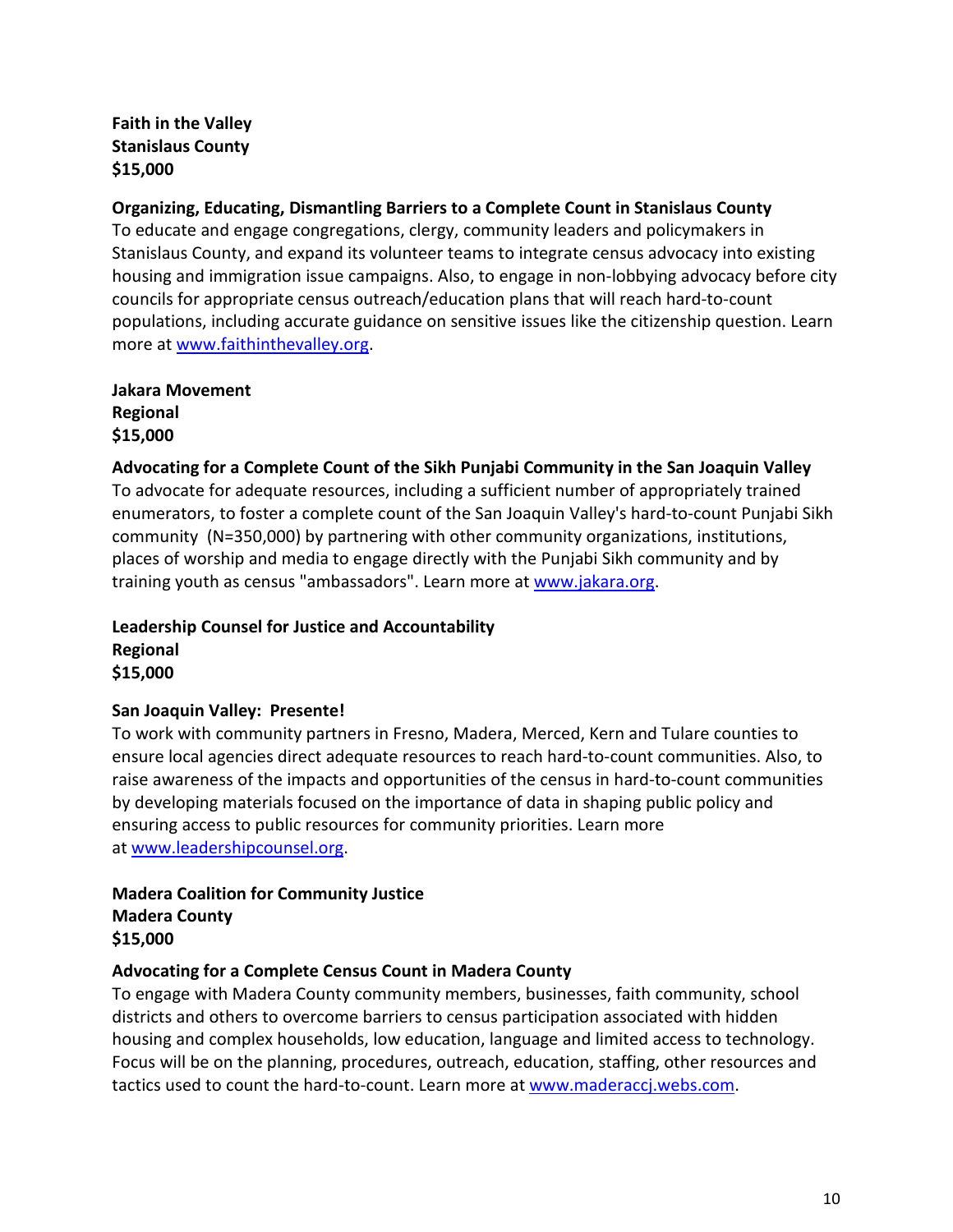**Faith in the Valley**
**Stanislaus County**
**$15,000**

**Organizing, Educating, Dismantling Barriers to a Complete Count in Stanislaus County**
To educate and engage congregations, clergy, community leaders and policymakers in Stanislaus County, and expand its volunteer teams to integrate census advocacy into existing housing and immigration issue campaigns. Also, to engage in non-lobbying advocacy before city councils for appropriate census outreach/education plans that will reach hard-to-count populations, including accurate guidance on sensitive issues like the citizenship question. Learn more at www.faithinthevalley.org.

**Jakara Movement**
**Regional**
**$15,000**

**Advocating for a Complete Count of the Sikh Punjabi Community in the San Joaquin Valley**
To advocate for adequate resources, including a sufficient number of appropriately trained enumerators, to foster a complete count of the San Joaquin Valley's hard-to-count Punjabi Sikh community (N=350,000) by partnering with other community organizations, institutions, places of worship and media to engage directly with the Punjabi Sikh community and by training youth as census "ambassadors". Learn more at www.jakara.org.

**Leadership Counsel for Justice and Accountability**
**Regional**
**$15,000**

**San Joaquin Valley: Presente!**
To work with community partners in Fresno, Madera, Merced, Kern and Tulare counties to ensure local agencies direct adequate resources to reach hard-to-count communities. Also, to raise awareness of the impacts and opportunities of the census in hard-to-count communities by developing materials focused on the importance of data in shaping public policy and ensuring access to public resources for community priorities. Learn more at www.leadershipcounsel.org.

**Madera Coalition for Community Justice**
**Madera County**
**$15,000**

**Advocating for a Complete Census Count in Madera County**
To engage with Madera County community members, businesses, faith community, school districts and others to overcome barriers to census participation associated with hidden housing and complex households, low education, language and limited access to technology. Focus will be on the planning, procedures, outreach, education, staffing, other resources and tactics used to count the hard-to-count. Learn more at www.maderaccj.webs.com.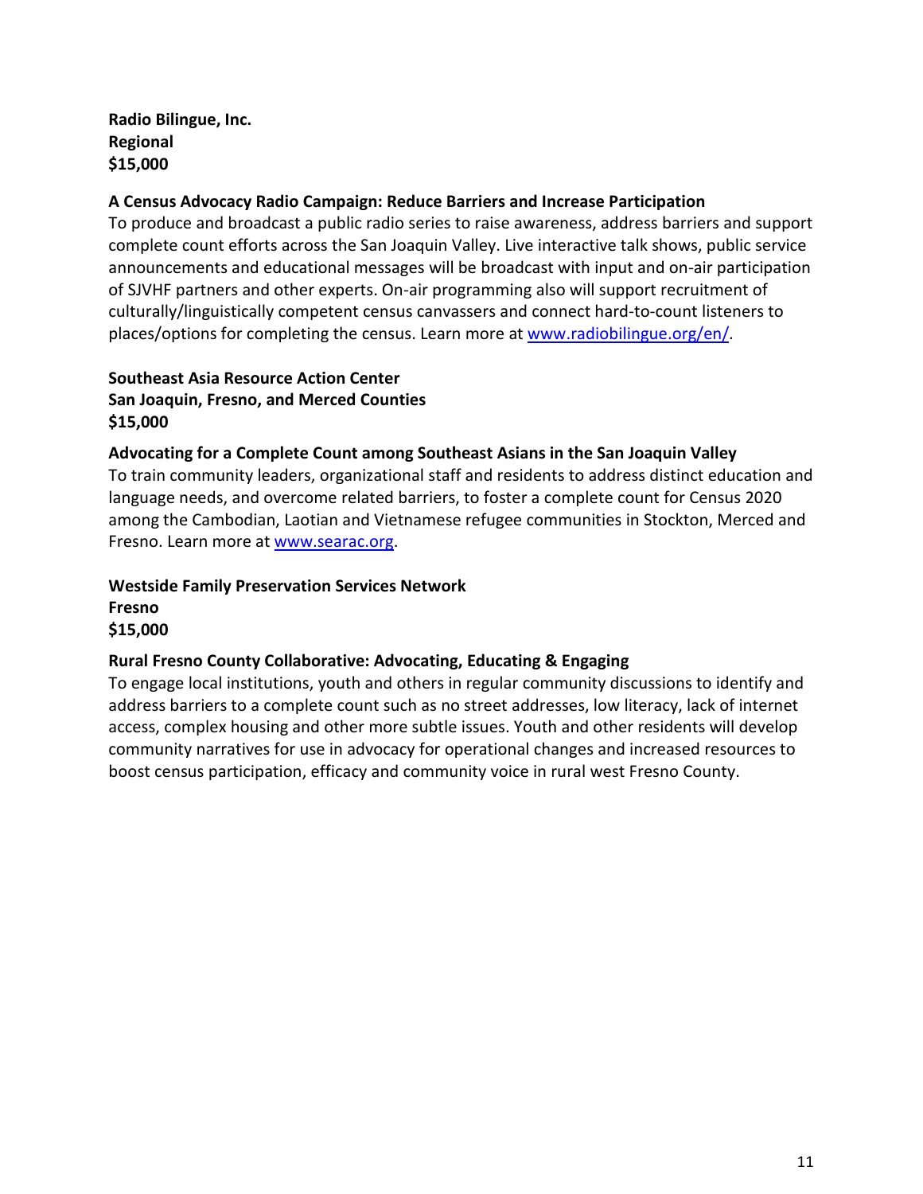**Radio Bilingue, Inc.**
**Regional**
**$15,000**

**A Census Advocacy Radio Campaign: Reduce Barriers and Increase Participation**
To produce and broadcast a public radio series to raise awareness, address barriers and support complete count efforts across the San Joaquin Valley. Live interactive talk shows, public service announcements and educational messages will be broadcast with input and on-air participation of SJVHF partners and other experts. On-air programming also will support recruitment of culturally/linguistically competent census canvassers and connect hard-to-count listeners to places/options for completing the census. Learn more at [www.radiobilingue.org/en/](http://www.radiobilingue.org/en/).

**Southeast Asia Resource Action Center**
**San Joaquin, Fresno, and Merced Counties**
**$15,000**

**Advocating for a Complete Count among Southeast Asians in the San Joaquin Valley**
To train community leaders, organizational staff and residents to address distinct education and language needs, and overcome related barriers, to foster a complete count for Census 2020 among the Cambodian, Laotian and Vietnamese refugee communities in Stockton, Merced and Fresno. Learn more at [www.searac.org](http://www.searac.org).

**Westside Family Preservation Services Network**
**Fresno**
**$15,000**

**Rural Fresno County Collaborative: Advocating, Educating & Engaging**
To engage local institutions, youth and others in regular community discussions to identify and address barriers to a complete count such as no street addresses, low literacy, lack of internet access, complex housing and other more subtle issues. Youth and other residents will develop community narratives for use in advocacy for operational changes and increased resources to boost census participation, efficacy and community voice in rural west Fresno County.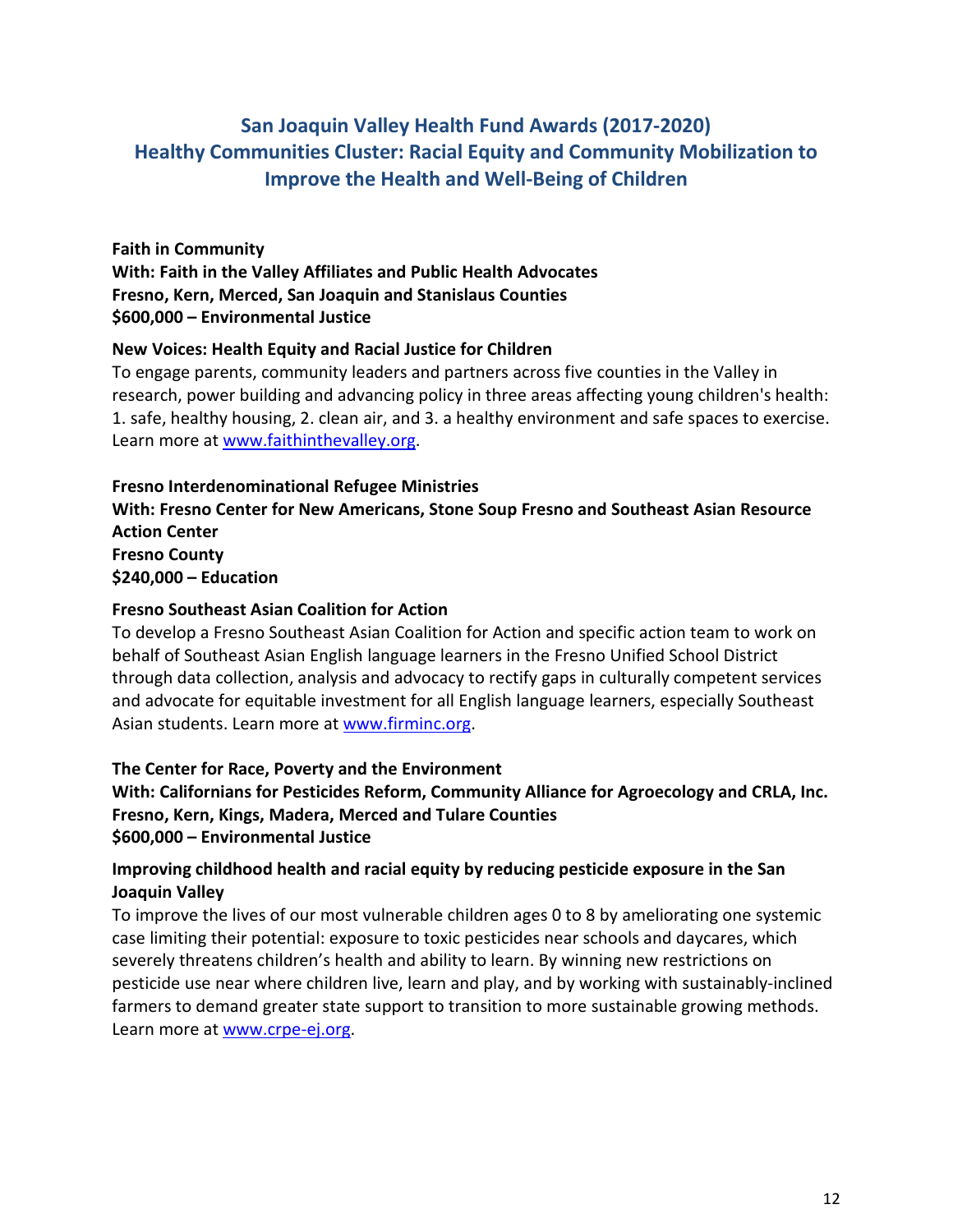## San Joaquin Valley Health Fund Awards (2017-2020)
## Healthy Communities Cluster: Racial Equity and Community Mobilization to Improve the Health and Well-Being of Children

**Faith in Community**
**With: Faith in the Valley Affiliates and Public Health Advocates**
**Fresno, Kern, Merced, San Joaquin and Stanislaus Counties**
**$600,000 – Environmental Justice**

**New Voices: Health Equity and Racial Justice for Children**
To engage parents, community leaders and partners across five counties in the Valley in research, power building and advancing policy in three areas affecting young children's health: 1. safe, healthy housing, 2. clean air, and 3. a healthy environment and safe spaces to exercise. Learn more at www.faithinthevalley.org.

**Fresno Interdenominational Refugee Ministries**
**With: Fresno Center for New Americans, Stone Soup Fresno and Southeast Asian Resource Action Center**
**Fresno County**
**$240,000 – Education**

**Fresno Southeast Asian Coalition for Action**
To develop a Fresno Southeast Asian Coalition for Action and specific action team to work on behalf of Southeast Asian English language learners in the Fresno Unified School District through data collection, analysis and advocacy to rectify gaps in culturally competent services and advocate for equitable investment for all English language learners, especially Southeast Asian students. Learn more at www.firminc.org.

**The Center for Race, Poverty and the Environment**
**With: Californians for Pesticides Reform, Community Alliance for Agroecology and CRLA, Inc.**
**Fresno, Kern, Kings, Madera, Merced and Tulare Counties**
**$600,000 – Environmental Justice**

**Improving childhood health and racial equity by reducing pesticide exposure in the San Joaquin Valley**
To improve the lives of our most vulnerable children ages 0 to 8 by ameliorating one systemic case limiting their potential: exposure to toxic pesticides near schools and daycares, which severely threatens children's health and ability to learn. By winning new restrictions on pesticide use near where children live, learn and play, and by working with sustainably-inclined farmers to demand greater state support to transition to more sustainable growing methods. Learn more at www.crpe-ej.org.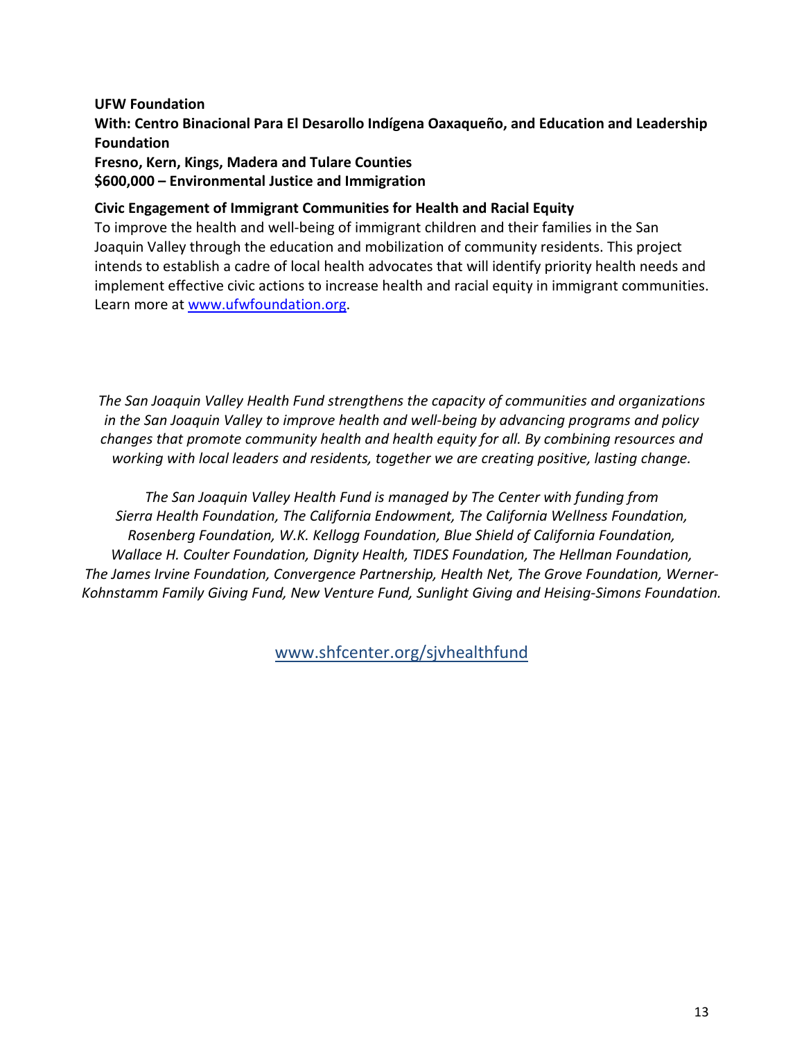**UFW Foundation**
**With: Centro Binacional Para El Desarollo Indígena Oaxaqueño, and Education and Leadership Foundation**
**Fresno, Kern, Kings, Madera and Tulare Counties**
**$600,000 – Environmental Justice and Immigration**

**Civic Engagement of Immigrant Communities for Health and Racial Equity**
To improve the health and well-being of immigrant children and their families in the San Joaquin Valley through the education and mobilization of community residents. This project intends to establish a cadre of local health advocates that will identify priority health needs and implement effective civic actions to increase health and racial equity in immigrant communities. Learn more at www.ufwfoundation.org.

*The San Joaquin Valley Health Fund strengthens the capacity of communities and organizations in the San Joaquin Valley to improve health and well-being by advancing programs and policy changes that promote community health and health equity for all. By combining resources and working with local leaders and residents, together we are creating positive, lasting change.*

*The San Joaquin Valley Health Fund is managed by The Center with funding from Sierra Health Foundation, The California Endowment, The California Wellness Foundation, Rosenberg Foundation, W.K. Kellogg Foundation, Blue Shield of California Foundation, Wallace H. Coulter Foundation, Dignity Health, TIDES Foundation, The Hellman Foundation, The James Irvine Foundation, Convergence Partnership, Health Net, The Grove Foundation, Werner-Kohnstamm Family Giving Fund, New Venture Fund, Sunlight Giving and Heising-Simons Foundation.*

www.shfcenter.org/sjvhealthfund